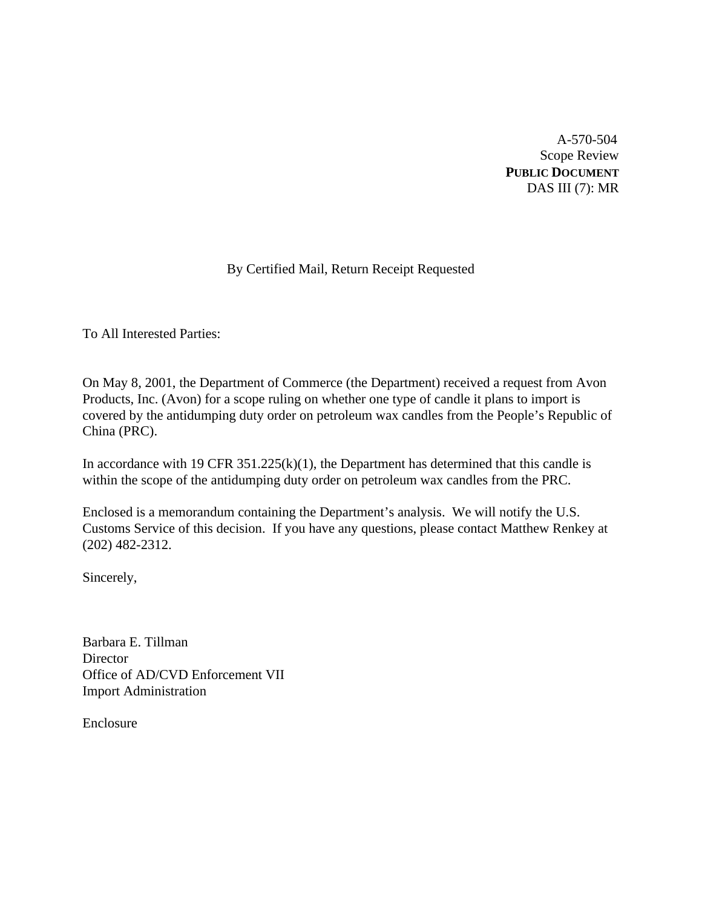A-570-504
Scope Review
**PUBLIC DOCUMENT**
DAS III (7): MR

By Certified Mail, Return Receipt Requested

To All Interested Parties:

On May 8, 2001, the Department of Commerce (the Department) received a request from Avon Products, Inc. (Avon) for a scope ruling on whether one type of candle it plans to import is covered by the antidumping duty order on petroleum wax candles from the People's Republic of China (PRC).

In accordance with 19 CFR 351.225(k)(1), the Department has determined that this candle is within the scope of the antidumping duty order on petroleum wax candles from the PRC.

Enclosed is a memorandum containing the Department's analysis. We will notify the U.S. Customs Service of this decision. If you have any questions, please contact Matthew Renkey at (202) 482-2312.

Sincerely,

Barbara E. Tillman
Director
Office of AD/CVD Enforcement VII
Import Administration

Enclosure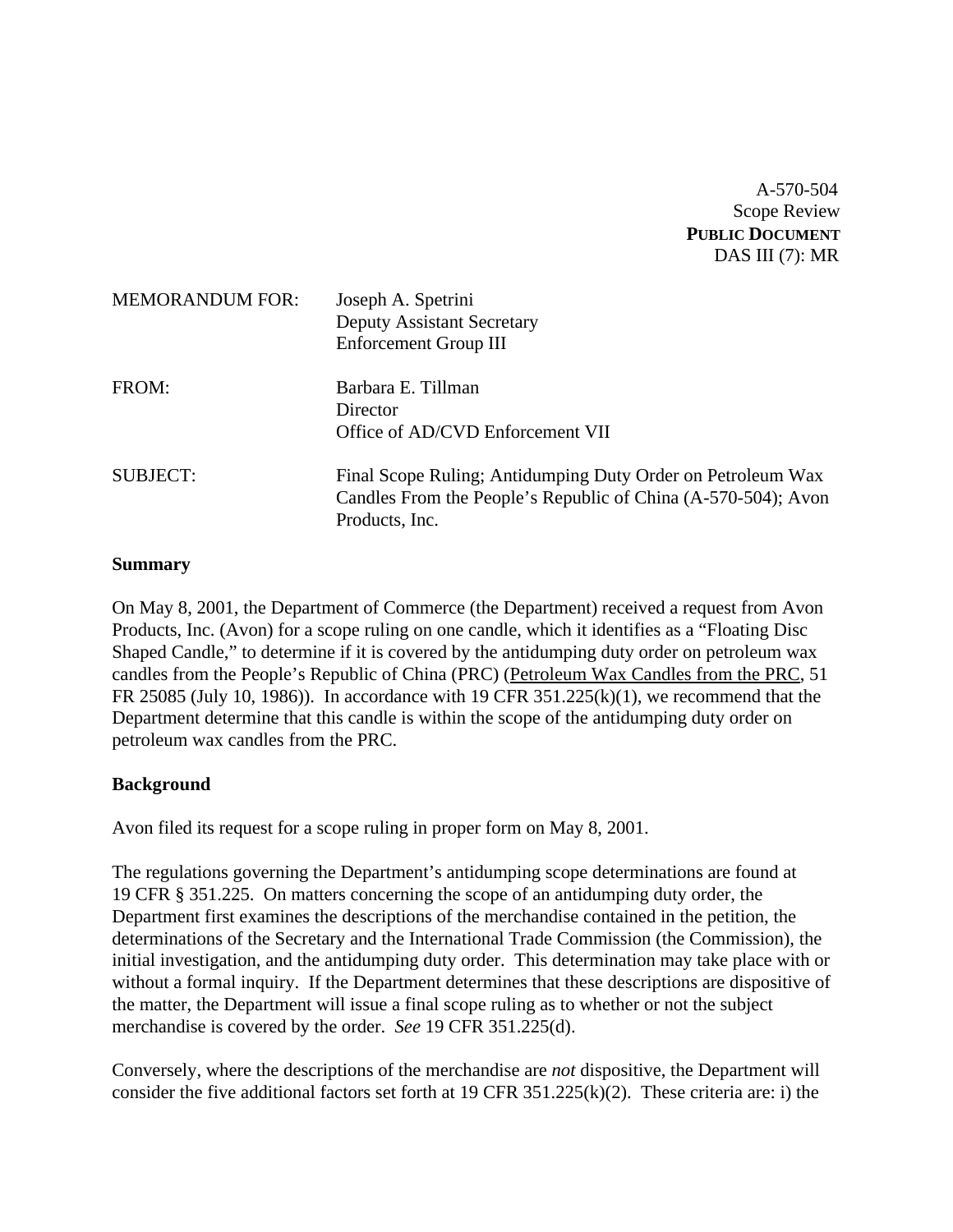A-570-504
Scope Review
**PUBLIC DOCUMENT**
DAS III (7): MR

MEMORANDUM FOR: Joseph A. Spetrini
Deputy Assistant Secretary
Enforcement Group III

FROM: Barbara E. Tillman
Director
Office of AD/CVD Enforcement VII

SUBJECT: Final Scope Ruling; Antidumping Duty Order on Petroleum Wax Candles From the People's Republic of China (A-570-504); Avon Products, Inc.

**Summary**

On May 8, 2001, the Department of Commerce (the Department) received a request from Avon Products, Inc. (Avon) for a scope ruling on one candle, which it identifies as a "Floating Disc Shaped Candle," to determine if it is covered by the antidumping duty order on petroleum wax candles from the People's Republic of China (PRC) (Petroleum Wax Candles from the PRC, 51 FR 25085 (July 10, 1986)). In accordance with 19 CFR 351.225(k)(1), we recommend that the Department determine that this candle is within the scope of the antidumping duty order on petroleum wax candles from the PRC.

**Background**

Avon filed its request for a scope ruling in proper form on May 8, 2001.

The regulations governing the Department's antidumping scope determinations are found at 19 CFR § 351.225. On matters concerning the scope of an antidumping duty order, the Department first examines the descriptions of the merchandise contained in the petition, the determinations of the Secretary and the International Trade Commission (the Commission), the initial investigation, and the antidumping duty order. This determination may take place with or without a formal inquiry. If the Department determines that these descriptions are dispositive of the matter, the Department will issue a final scope ruling as to whether or not the subject merchandise is covered by the order. *See* 19 CFR 351.225(d).

Conversely, where the descriptions of the merchandise are *not* dispositive, the Department will consider the five additional factors set forth at 19 CFR 351.225(k)(2). These criteria are: i) the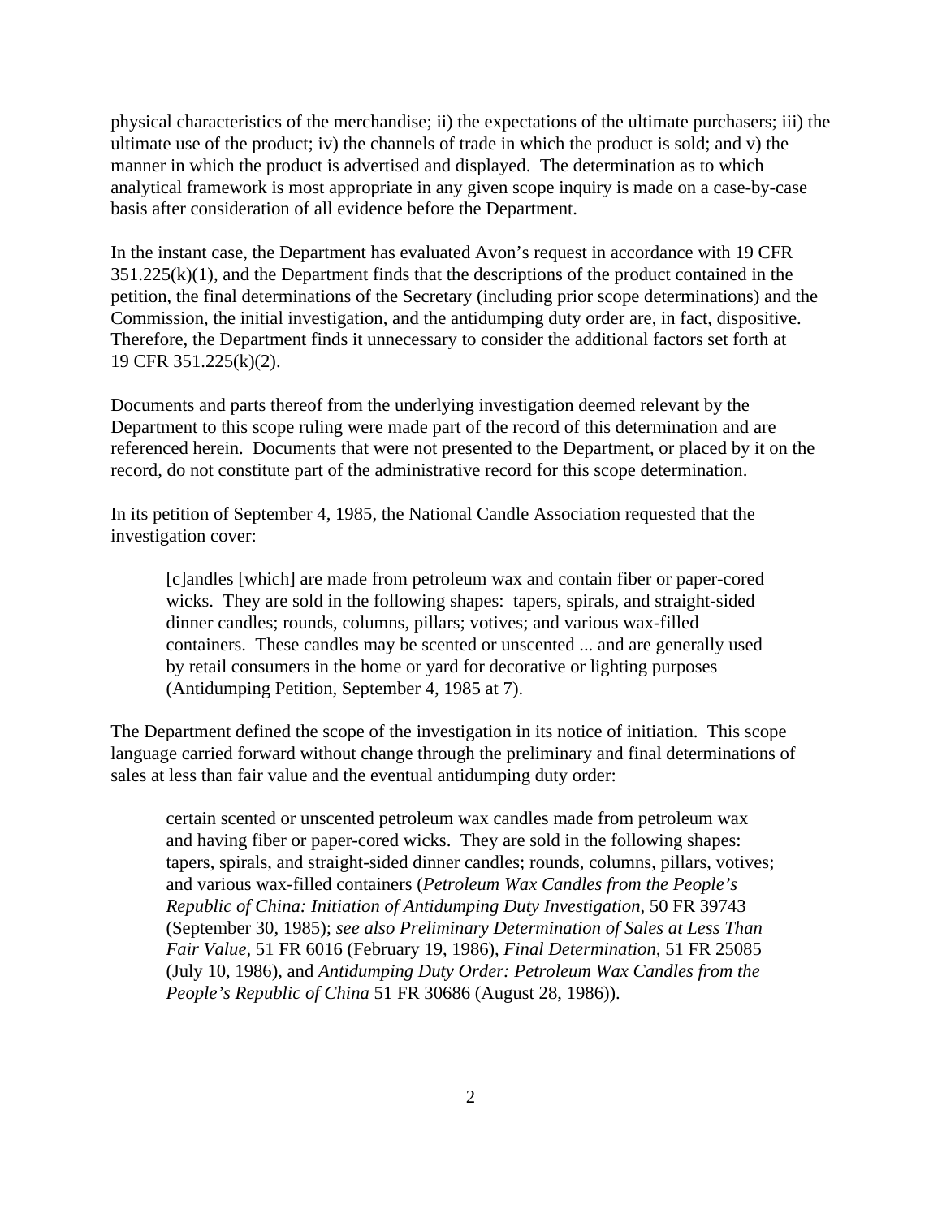physical characteristics of the merchandise; ii) the expectations of the ultimate purchasers; iii) the ultimate use of the product; iv) the channels of trade in which the product is sold; and v) the manner in which the product is advertised and displayed. The determination as to which analytical framework is most appropriate in any given scope inquiry is made on a case-by-case basis after consideration of all evidence before the Department.

In the instant case, the Department has evaluated Avon's request in accordance with 19 CFR 351.225(k)(1), and the Department finds that the descriptions of the product contained in the petition, the final determinations of the Secretary (including prior scope determinations) and the Commission, the initial investigation, and the antidumping duty order are, in fact, dispositive. Therefore, the Department finds it unnecessary to consider the additional factors set forth at 19 CFR 351.225(k)(2).

Documents and parts thereof from the underlying investigation deemed relevant by the Department to this scope ruling were made part of the record of this determination and are referenced herein. Documents that were not presented to the Department, or placed by it on the record, do not constitute part of the administrative record for this scope determination.

In its petition of September 4, 1985, the National Candle Association requested that the investigation cover:

> [c]andles [which] are made from petroleum wax and contain fiber or paper-cored wicks. They are sold in the following shapes: tapers, spirals, and straight-sided dinner candles; rounds, columns, pillars; votives; and various wax-filled containers. These candles may be scented or unscented ... and are generally used by retail consumers in the home or yard for decorative or lighting purposes (Antidumping Petition, September 4, 1985 at 7).

The Department defined the scope of the investigation in its notice of initiation. This scope language carried forward without change through the preliminary and final determinations of sales at less than fair value and the eventual antidumping duty order:

> certain scented or unscented petroleum wax candles made from petroleum wax and having fiber or paper-cored wicks. They are sold in the following shapes: tapers, spirals, and straight-sided dinner candles; rounds, columns, pillars, votives; and various wax-filled containers (*Petroleum Wax Candles from the People's Republic of China: Initiation of Antidumping Duty Investigation*, 50 FR 39743 (September 30, 1985); *see also Preliminary Determination of Sales at Less Than Fair Value*, 51 FR 6016 (February 19, 1986), *Final Determination*, 51 FR 25085 (July 10, 1986), and *Antidumping Duty Order: Petroleum Wax Candles from the People's Republic of China* 51 FR 30686 (August 28, 1986)).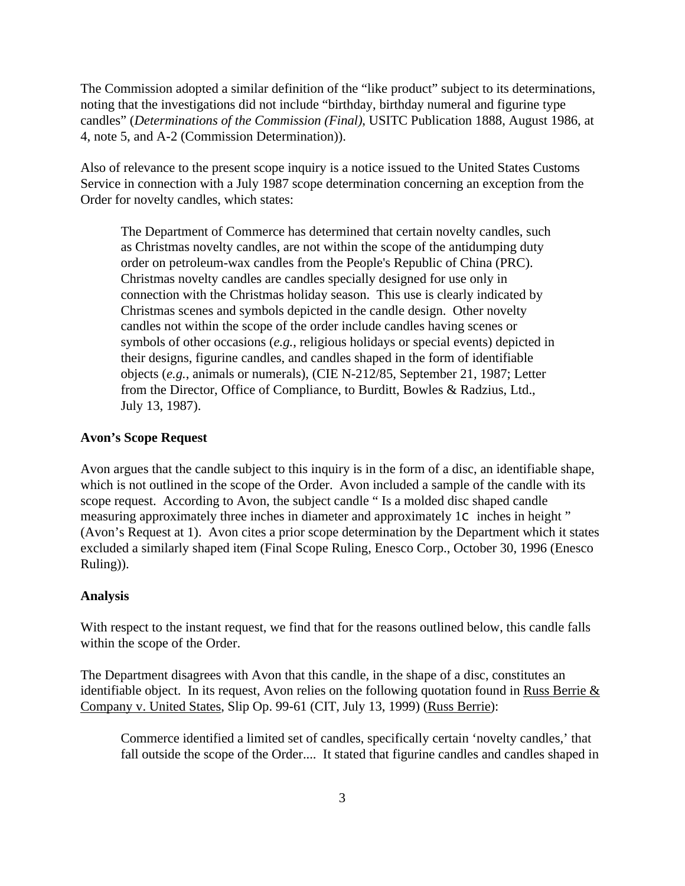The Commission adopted a similar definition of the "like product" subject to its determinations, noting that the investigations did not include "birthday, birthday numeral and figurine type candles" (*Determinations of the Commission (Final)*, USITC Publication 1888, August 1986, at 4, note 5, and A-2 (Commission Determination)).

Also of relevance to the present scope inquiry is a notice issued to the United States Customs Service in connection with a July 1987 scope determination concerning an exception from the Order for novelty candles, which states:

> The Department of Commerce has determined that certain novelty candles, such as Christmas novelty candles, are not within the scope of the antidumping duty order on petroleum-wax candles from the People's Republic of China (PRC). Christmas novelty candles are candles specially designed for use only in connection with the Christmas holiday season. This use is clearly indicated by Christmas scenes and symbols depicted in the candle design. Other novelty candles not within the scope of the order include candles having scenes or symbols of other occasions (*e.g.*, religious holidays or special events) depicted in their designs, figurine candles, and candles shaped in the form of identifiable objects (*e.g.*, animals or numerals), (CIE N-212/85, September 21, 1987; Letter from the Director, Office of Compliance, to Burditt, Bowles & Radzius, Ltd., July 13, 1987).

**Avon's Scope Request**

Avon argues that the candle subject to this inquiry is in the form of a disc, an identifiable shape, which is not outlined in the scope of the Order. Avon included a sample of the candle with its scope request. According to Avon, the subject candle " Is a molded disc shaped candle measuring approximately three inches in diameter and approximately 1c inches in height " (Avon's Request at 1). Avon cites a prior scope determination by the Department which it states excluded a similarly shaped item (Final Scope Ruling, Enesco Corp., October 30, 1996 (Enesco Ruling)).

**Analysis**

With respect to the instant request, we find that for the reasons outlined below, this candle falls within the scope of the Order.

The Department disagrees with Avon that this candle, in the shape of a disc, constitutes an identifiable object. In its request, Avon relies on the following quotation found in Russ Berrie & Company v. United States, Slip Op. 99-61 (CIT, July 13, 1999) (Russ Berrie):

> Commerce identified a limited set of candles, specifically certain 'novelty candles,' that fall outside the scope of the Order.... It stated that figurine candles and candles shaped in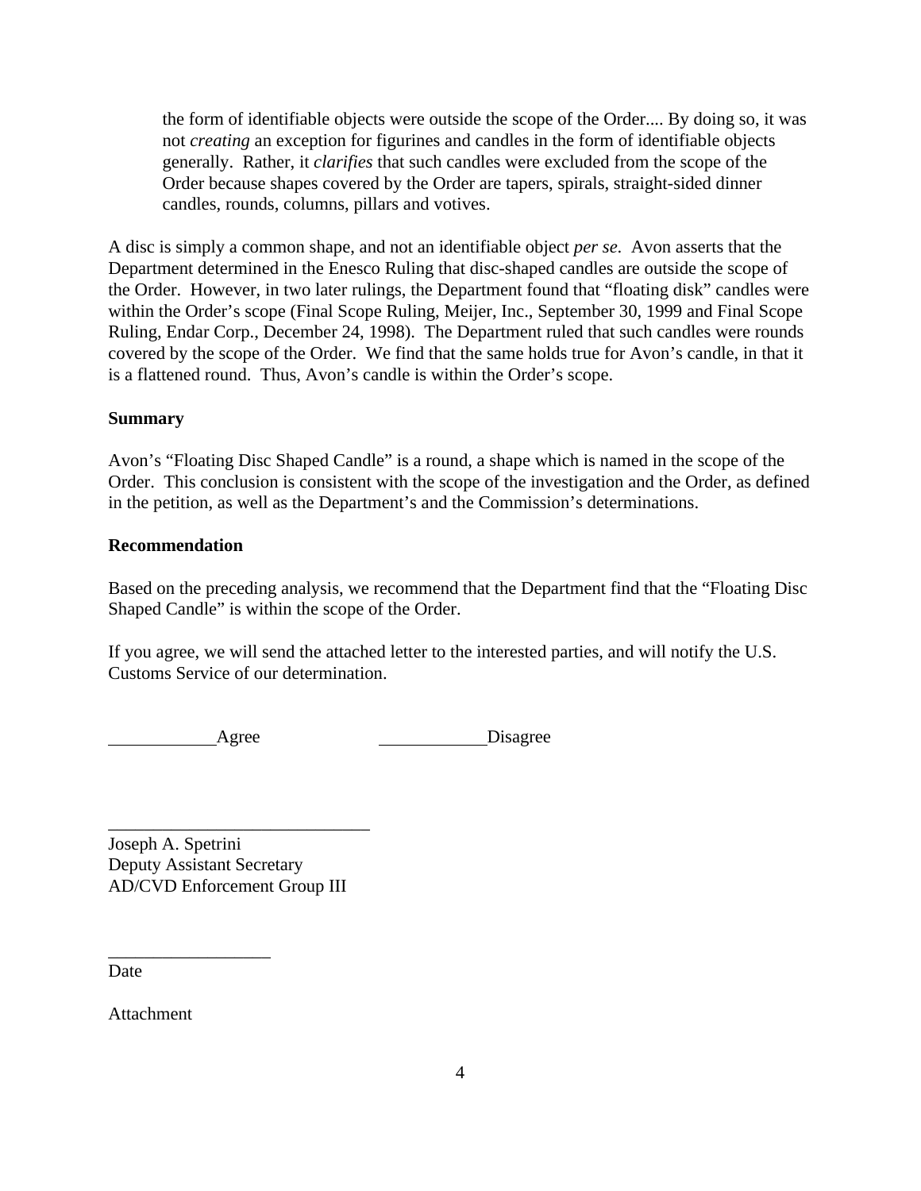> the form of identifiable objects were outside the scope of the Order.... By doing so, it was not *creating* an exception for figurines and candles in the form of identifiable objects generally. Rather, it *clarifies* that such candles were excluded from the scope of the Order because shapes covered by the Order are tapers, spirals, straight-sided dinner candles, rounds, columns, pillars and votives.

A disc is simply a common shape, and not an identifiable object *per se*. Avon asserts that the Department determined in the Enesco Ruling that disc-shaped candles are outside the scope of the Order. However, in two later rulings, the Department found that "floating disk" candles were within the Order's scope (Final Scope Ruling, Meijer, Inc., September 30, 1999 and Final Scope Ruling, Endar Corp., December 24, 1998). The Department ruled that such candles were rounds covered by the scope of the Order. We find that the same holds true for Avon's candle, in that it is a flattened round. Thus, Avon's candle is within the Order's scope.

**Summary**

Avon's "Floating Disc Shaped Candle" is a round, a shape which is named in the scope of the Order. This conclusion is consistent with the scope of the investigation and the Order, as defined in the petition, as well as the Department's and the Commission's determinations.

**Recommendation**

Based on the preceding analysis, we recommend that the Department find that the "Floating Disc Shaped Candle" is within the scope of the Order.

If you agree, we will send the attached letter to the interested parties, and will notify the U.S. Customs Service of our determination.

\_\_\_\_\_\_\_\_\_\_\_\_ Agree                    \_\_\_\_\_\_\_\_\_\_\_\_ Disagree

\_\_\_\_\_\_\_\_\_\_\_\_\_\_\_\_\_\_\_\_\_\_\_\_\_\_\_\_\_\_

Joseph A. Spetrini
Deputy Assistant Secretary
AD/CVD Enforcement Group III

\_\_\_\_\_\_\_\_\_\_\_\_\_\_\_\_\_\_

Date

Attachment